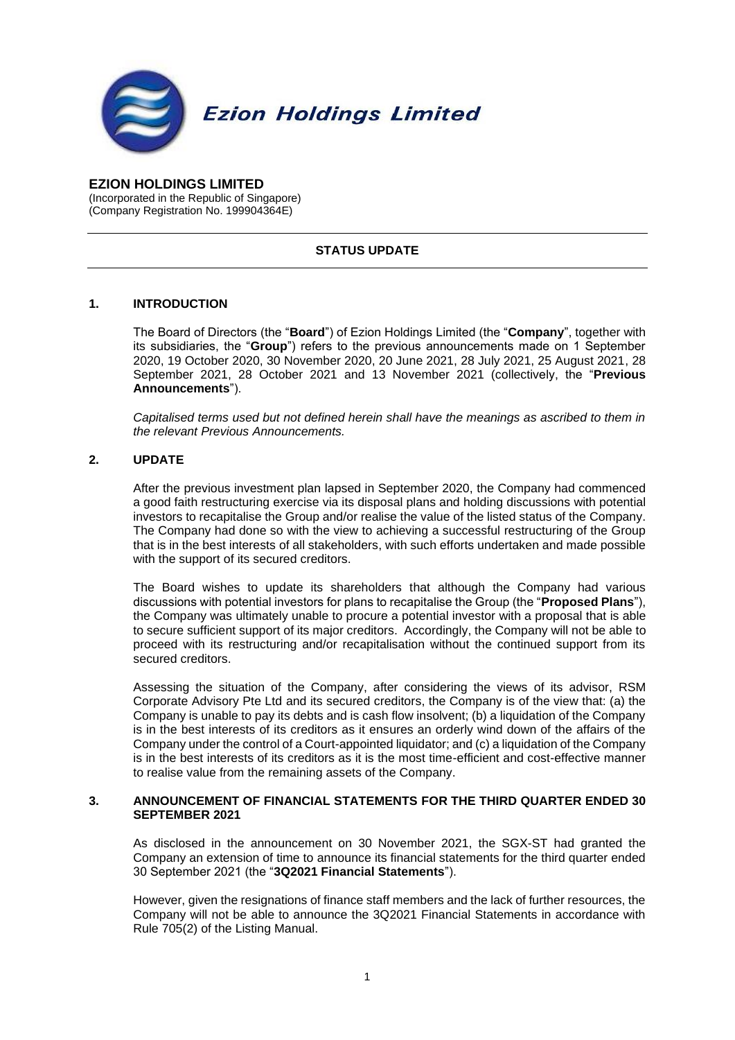**Ezion Holdings Limited**

**EZION HOLDINGS LIMITED**
(Incorporated in the Republic of Singapore)
(Company Registration No. 199904364E)

---

**STATUS UPDATE**

---

## 1. INTRODUCTION

The Board of Directors (the "**Board**") of Ezion Holdings Limited (the "**Company**", together with its subsidiaries, the "**Group**") refers to the previous announcements made on 1 September 2020, 19 October 2020, 30 November 2020, 20 June 2021, 28 July 2021, 25 August 2021, 28 September 2021, 28 October 2021 and 13 November 2021 (collectively, the "**Previous Announcements**").

*Capitalised terms used but not defined herein shall have the meanings as ascribed to them in the relevant Previous Announcements.*

## 2. UPDATE

After the previous investment plan lapsed in September 2020, the Company had commenced a good faith restructuring exercise via its disposal plans and holding discussions with potential investors to recapitalise the Group and/or realise the value of the listed status of the Company. The Company had done so with the view to achieving a successful restructuring of the Group that is in the best interests of all stakeholders, with such efforts undertaken and made possible with the support of its secured creditors.

The Board wishes to update its shareholders that although the Company had various discussions with potential investors for plans to recapitalise the Group (the "**Proposed Plans**"), the Company was ultimately unable to procure a potential investor with a proposal that is able to secure sufficient support of its major creditors. Accordingly, the Company will not be able to proceed with its restructuring and/or recapitalisation without the continued support from its secured creditors.

Assessing the situation of the Company, after considering the views of its advisor, RSM Corporate Advisory Pte Ltd and its secured creditors, the Company is of the view that: (a) the Company is unable to pay its debts and is cash flow insolvent; (b) a liquidation of the Company is in the best interests of its creditors as it ensures an orderly wind down of the affairs of the Company under the control of a Court-appointed liquidator; and (c) a liquidation of the Company is in the best interests of its creditors as it is the most time-efficient and cost-effective manner to realise value from the remaining assets of the Company.

## 3. ANNOUNCEMENT OF FINANCIAL STATEMENTS FOR THE THIRD QUARTER ENDED 30 SEPTEMBER 2021

As disclosed in the announcement on 30 November 2021, the SGX-ST had granted the Company an extension of time to announce its financial statements for the third quarter ended 30 September 2021 (the "**3Q2021 Financial Statements**").

However, given the resignations of finance staff members and the lack of further resources, the Company will not be able to announce the 3Q2021 Financial Statements in accordance with Rule 705(2) of the Listing Manual.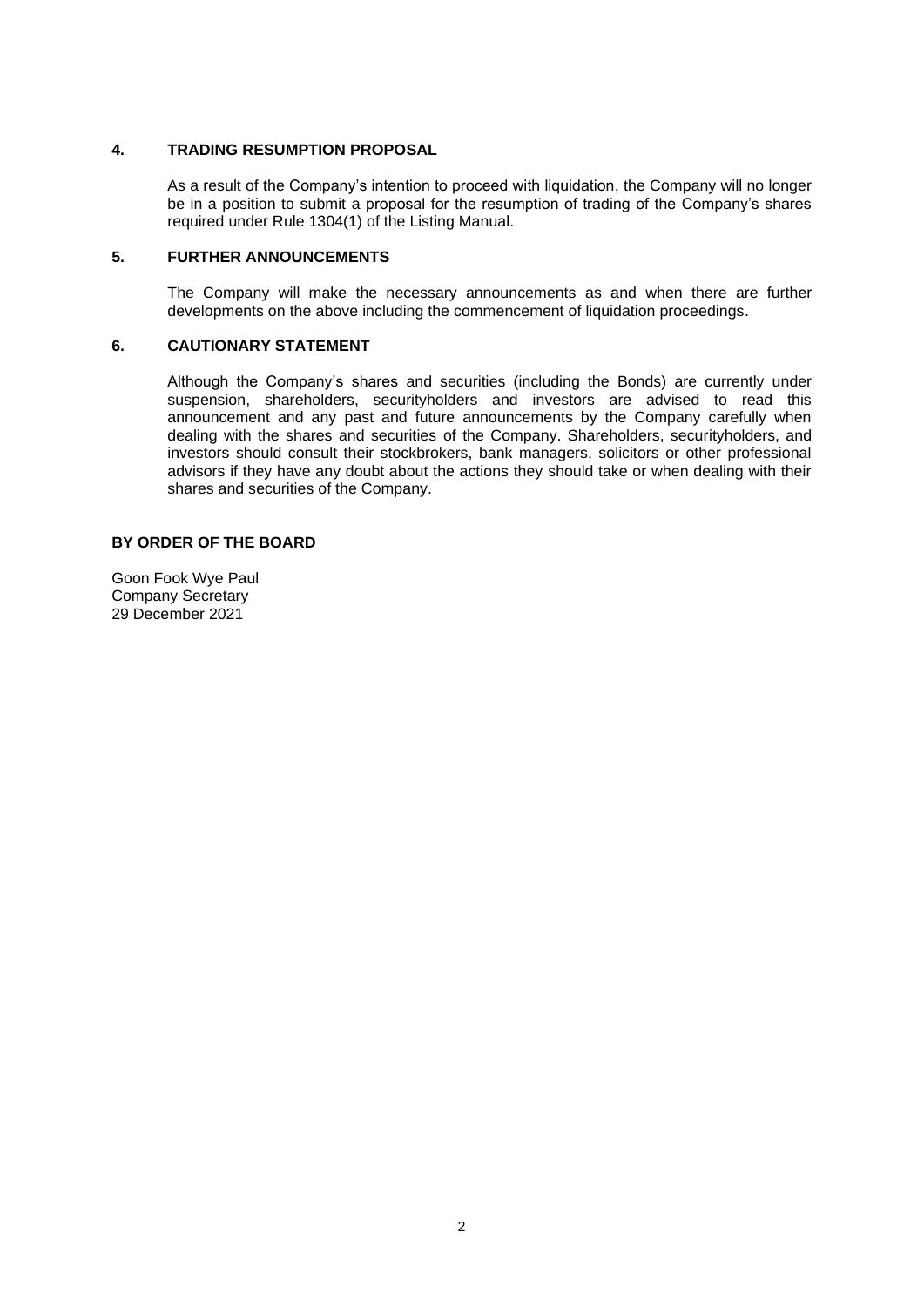## 4. TRADING RESUMPTION PROPOSAL

As a result of the Company's intention to proceed with liquidation, the Company will no longer be in a position to submit a proposal for the resumption of trading of the Company's shares required under Rule 1304(1) of the Listing Manual.

## 5. FURTHER ANNOUNCEMENTS

The Company will make the necessary announcements as and when there are further developments on the above including the commencement of liquidation proceedings.

## 6. CAUTIONARY STATEMENT

Although the Company's shares and securities (including the Bonds) are currently under suspension, shareholders, securityholders and investors are advised to read this announcement and any past and future announcements by the Company carefully when dealing with the shares and securities of the Company. Shareholders, securityholders, and investors should consult their stockbrokers, bank managers, solicitors or other professional advisors if they have any doubt about the actions they should take or when dealing with their shares and securities of the Company.

**BY ORDER OF THE BOARD**

Goon Fook Wye Paul
Company Secretary
29 December 2021